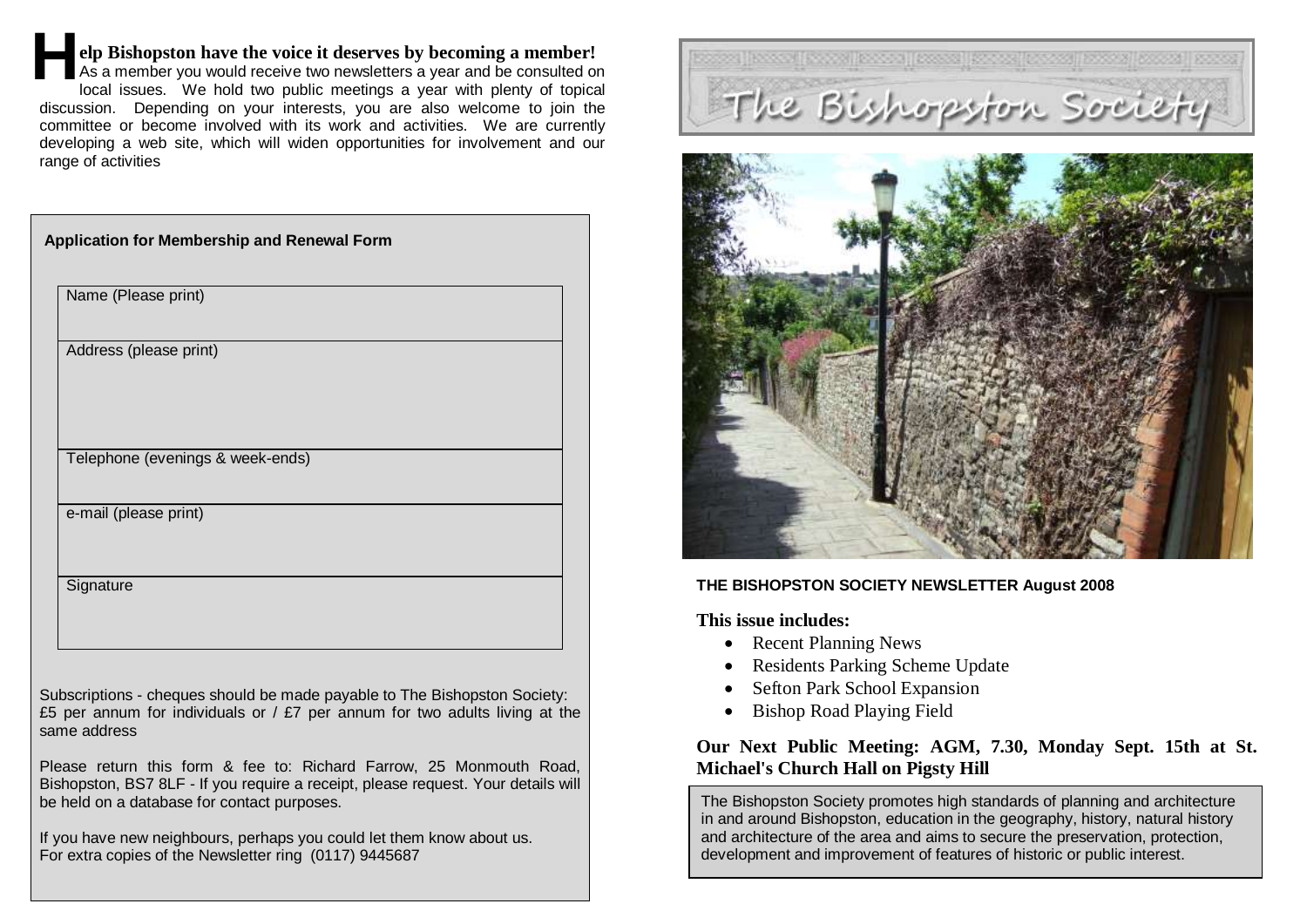**Help Bishopston have the voice it deserves by becoming a member!**

As a member you would receive two newsletters a year and be consulted on local issues. We hold two public meetings a year with plenty of topical discussion. Depending on your interests, you are also welcome to join the committee or become involved with its work and activities. We are currently developing a web site, which will widen opportunities for involvement and our range of activities

**Application for Membership and Renewal Form**

| Name (Please print) |
| --- |
| Address (please print) |
| Telephone (evenings & week-ends) |
| e-mail (please print) |
| Signature |

Subscriptions - cheques should be made payable to The Bishopston Society: £5 per annum for individuals or / £7 per annum for two adults living at the same address

Please return this form & fee to: Richard Farrow, 25 Monmouth Road, Bishopston, BS7 8LF - If you require a receipt, please request. Your details will be held on a database for contact purposes.

If you have new neighbours, perhaps you could let them know about us.
For extra copies of the Newsletter ring (0117) 9445687

# The Bishopston Society

**THE BISHOPSTON SOCIETY NEWSLETTER August 2008**

**This issue includes:**

- Recent Planning News
- Residents Parking Scheme Update
- Sefton Park School Expansion
- Bishop Road Playing Field

**Our Next Public Meeting: AGM, 7.30, Monday Sept. 15th at St. Michael's Church Hall on Pigsty Hill**

The Bishopston Society promotes high standards of planning and architecture in and around Bishopston, education in the geography, history, natural history and architecture of the area and aims to secure the preservation, protection, development and improvement of features of historic or public interest.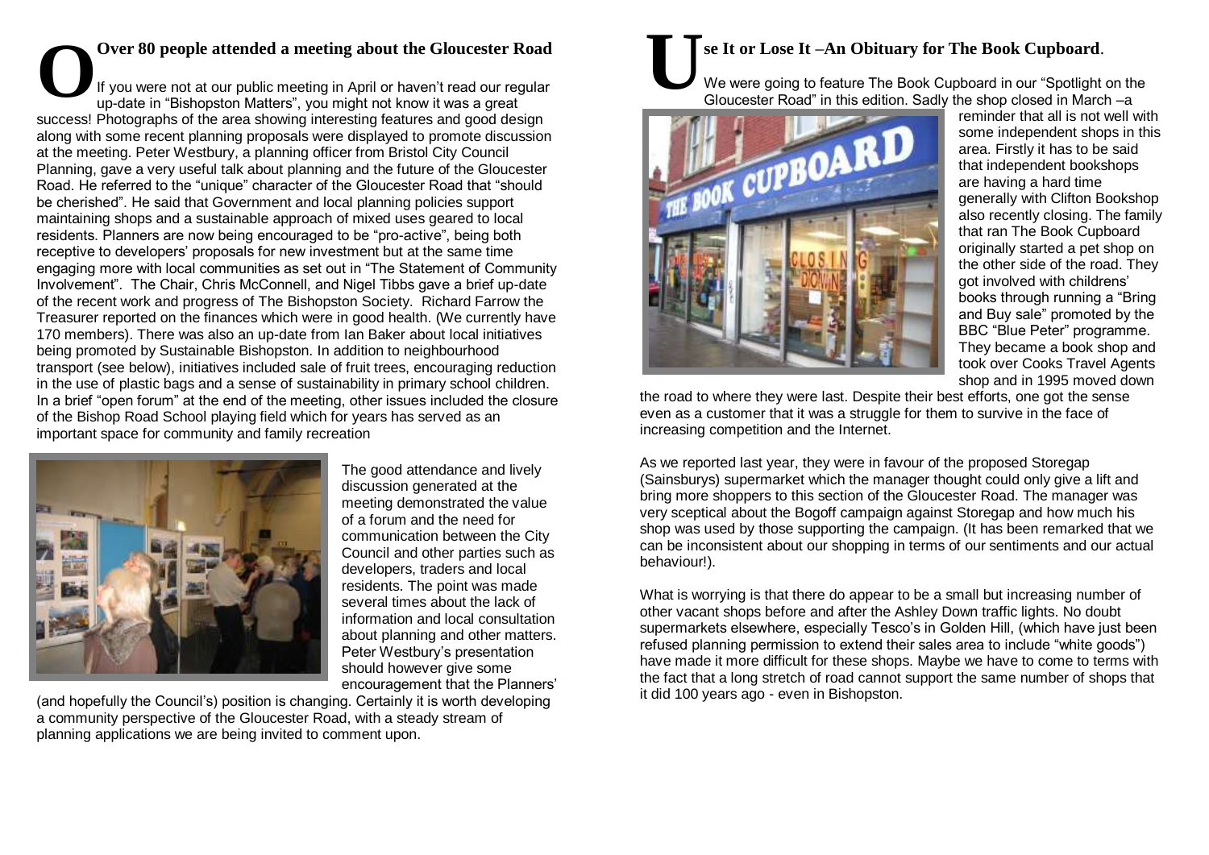## Over 80 people attended a meeting about the Gloucester Road

If you were not at our public meeting in April or haven't read our regular up-date in "Bishopston Matters", you might not know it was a great success! Photographs of the area showing interesting features and good design along with some recent planning proposals were displayed to promote discussion at the meeting. Peter Westbury, a planning officer from Bristol City Council Planning, gave a very useful talk about planning and the future of the Gloucester Road. He referred to the "unique" character of the Gloucester Road that "should be cherished". He said that Government and local planning policies support maintaining shops and a sustainable approach of mixed uses geared to local residents. Planners are now being encouraged to be "pro-active", being both receptive to developers' proposals for new investment but at the same time engaging more with local communities as set out in "The Statement of Community Involvement". The Chair, Chris McConnell, and Nigel Tibbs gave a brief up-date of the recent work and progress of The Bishopston Society. Richard Farrow the Treasurer reported on the finances which were in good health. (We currently have 170 members). There was also an up-date from Ian Baker about local initiatives being promoted by Sustainable Bishopston. In addition to neighbourhood transport (see below), initiatives included sale of fruit trees, encouraging reduction in the use of plastic bags and a sense of sustainability in primary school children. In a brief "open forum" at the end of the meeting, other issues included the closure of the Bishop Road School playing field which for years has served as an important space for community and family recreation

The good attendance and lively discussion generated at the meeting demonstrated the value of a forum and the need for communication between the City Council and other parties such as developers, traders and local residents. The point was made several times about the lack of information and local consultation about planning and other matters. Peter Westbury's presentation should however give some encouragement that the Planners' (and hopefully the Council's) position is changing. Certainly it is worth developing a community perspective of the Gloucester Road, with a steady stream of planning applications we are being invited to comment upon.

## Use It or Lose It –An Obituary for The Book Cupboard.

We were going to feature The Book Cupboard in our "Spotlight on the Gloucester Road" in this edition. Sadly the shop closed in March –a reminder that all is not well with some independent shops in this area. Firstly it has to be said that independent bookshops are having a hard time generally with Clifton Bookshop also recently closing. The family that ran The Book Cupboard originally started a pet shop on the other side of the road. They got involved with childrens' books through running a "Bring and Buy sale" promoted by the BBC "Blue Peter" programme. They became a book shop and took over Cooks Travel Agents shop and in 1995 moved down the road to where they were last. Despite their best efforts, one got the sense even as a customer that it was a struggle for them to survive in the face of increasing competition and the Internet.

As we reported last year, they were in favour of the proposed Storegap (Sainsburys) supermarket which the manager thought could only give a lift and bring more shoppers to this section of the Gloucester Road. The manager was very sceptical about the Bogoff campaign against Storegap and how much his shop was used by those supporting the campaign. (It has been remarked that we can be inconsistent about our shopping in terms of our sentiments and our actual behaviour!).

What is worrying is that there do appear to be a small but increasing number of other vacant shops before and after the Ashley Down traffic lights. No doubt supermarkets elsewhere, especially Tesco's in Golden Hill, (which have just been refused planning permission to extend their sales area to include "white goods") have made it more difficult for these shops. Maybe we have to come to terms with the fact that a long stretch of road cannot support the same number of shops that it did 100 years ago - even in Bishopston.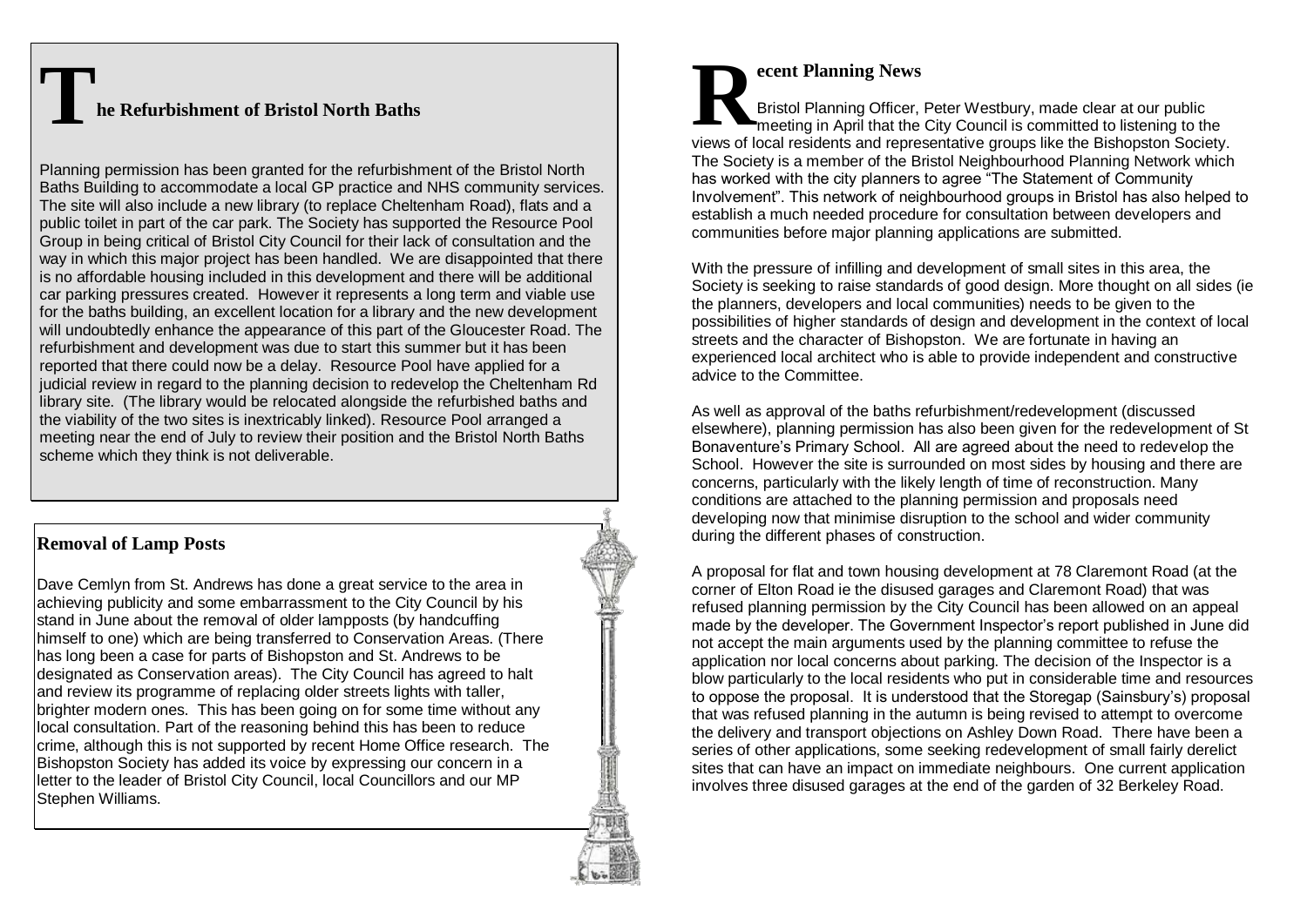## The Refurbishment of Bristol North Baths

Planning permission has been granted for the refurbishment of the Bristol North Baths Building to accommodate a local GP practice and NHS community services. The site will also include a new library (to replace Cheltenham Road), flats and a public toilet in part of the car park. The Society has supported the Resource Pool Group in being critical of Bristol City Council for their lack of consultation and the way in which this major project has been handled. We are disappointed that there is no affordable housing included in this development and there will be additional car parking pressures created. However it represents a long term and viable use for the baths building, an excellent location for a library and the new development will undoubtedly enhance the appearance of this part of the Gloucester Road. The refurbishment and development was due to start this summer but it has been reported that there could now be a delay. Resource Pool have applied for a judicial review in regard to the planning decision to redevelop the Cheltenham Rd library site. (The library would be relocated alongside the refurbished baths and the viability of the two sites is inextricably linked). Resource Pool arranged a meeting near the end of July to review their position and the Bristol North Baths scheme which they think is not deliverable.

## Removal of Lamp Posts

Dave Cemlyn from St. Andrews has done a great service to the area in achieving publicity and some embarrassment to the City Council by his stand in June about the removal of older lampposts (by handcuffing himself to one) which are being transferred to Conservation Areas. (There has long been a case for parts of Bishopston and St. Andrews to be designated as Conservation areas). The City Council has agreed to halt and review its programme of replacing older streets lights with taller, brighter modern ones. This has been going on for some time without any local consultation. Part of the reasoning behind this has been to reduce crime, although this is not supported by recent Home Office research. The Bishopston Society has added its voice by expressing our concern in a letter to the leader of Bristol City Council, local Councillors and our MP Stephen Williams.

## Recent Planning News

Bristol Planning Officer, Peter Westbury, made clear at our public meeting in April that the City Council is committed to listening to the views of local residents and representative groups like the Bishopston Society. The Society is a member of the Bristol Neighbourhood Planning Network which has worked with the city planners to agree "The Statement of Community Involvement". This network of neighbourhood groups in Bristol has also helped to establish a much needed procedure for consultation between developers and communities before major planning applications are submitted.

With the pressure of infilling and development of small sites in this area, the Society is seeking to raise standards of good design. More thought on all sides (ie the planners, developers and local communities) needs to be given to the possibilities of higher standards of design and development in the context of local streets and the character of Bishopston. We are fortunate in having an experienced local architect who is able to provide independent and constructive advice to the Committee.

As well as approval of the baths refurbishment/redevelopment (discussed elsewhere), planning permission has also been given for the redevelopment of St Bonaventure's Primary School. All are agreed about the need to redevelop the School. However the site is surrounded on most sides by housing and there are concerns, particularly with the likely length of time of reconstruction. Many conditions are attached to the planning permission and proposals need developing now that minimise disruption to the school and wider community during the different phases of construction.

A proposal for flat and town housing development at 78 Claremont Road (at the corner of Elton Road ie the disused garages and Claremont Road) that was refused planning permission by the City Council has been allowed on an appeal made by the developer. The Government Inspector's report published in June did not accept the main arguments used by the planning committee to refuse the application nor local concerns about parking. The decision of the Inspector is a blow particularly to the local residents who put in considerable time and resources to oppose the proposal. It is understood that the Storegap (Sainsbury's) proposal that was refused planning in the autumn is being revised to attempt to overcome the delivery and transport objections on Ashley Down Road. There have been a series of other applications, some seeking redevelopment of small fairly derelict sites that can have an impact on immediate neighbours. One current application involves three disused garages at the end of the garden of 32 Berkeley Road.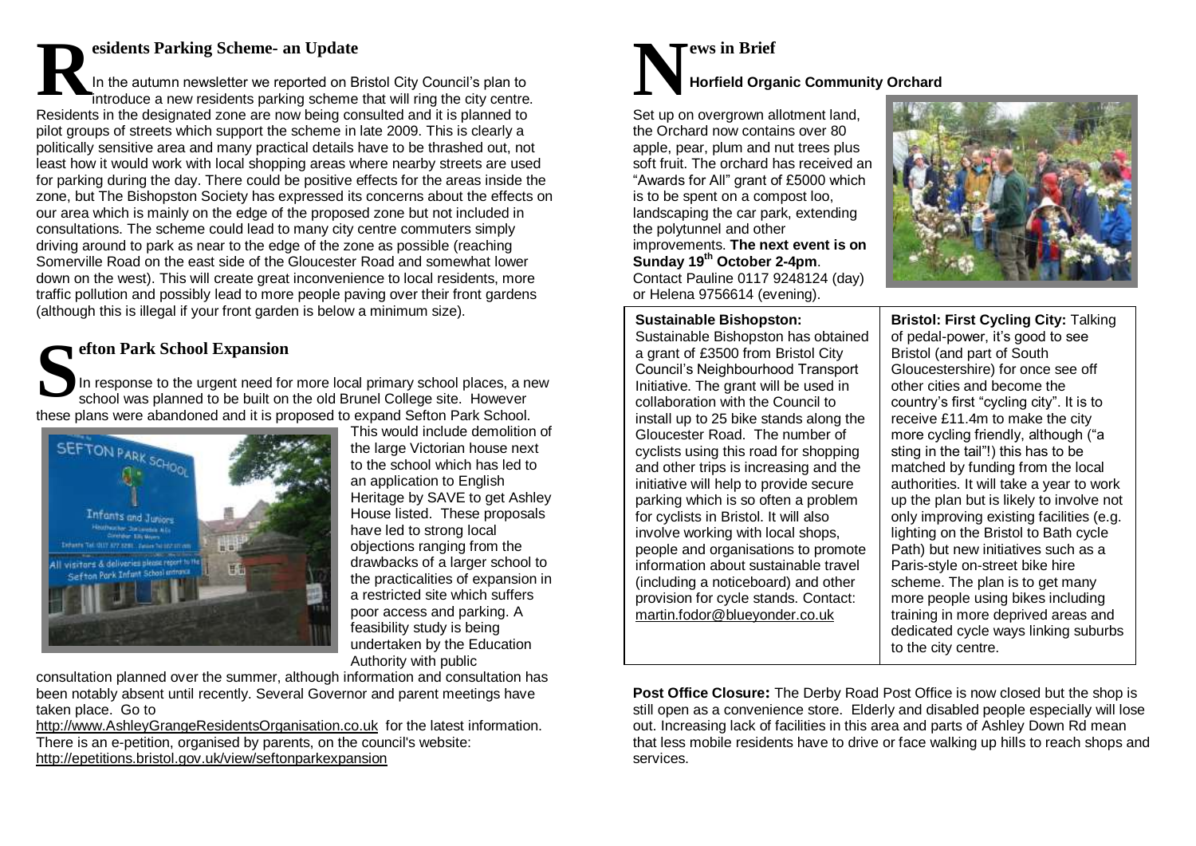## Residents Parking Scheme- an Update

In the autumn newsletter we reported on Bristol City Council's plan to introduce a new residents parking scheme that will ring the city centre. Residents in the designated zone are now being consulted and it is planned to pilot groups of streets which support the scheme in late 2009. This is clearly a politically sensitive area and many practical details have to be thrashed out, not least how it would work with local shopping areas where nearby streets are used for parking during the day. There could be positive effects for the areas inside the zone, but The Bishopston Society has expressed its concerns about the effects on our area which is mainly on the edge of the proposed zone but not included in consultations. The scheme could lead to many city centre commuters simply driving around to park as near to the edge of the zone as possible (reaching Somerville Road on the east side of the Gloucester Road and somewhat lower down on the west). This will create great inconvenience to local residents, more traffic pollution and possibly lead to more people paving over their front gardens (although this is illegal if your front garden is below a minimum size).

## Sefton Park School Expansion

In response to the urgent need for more local primary school places, a new school was planned to be built on the old Brunel College site. However these plans were abandoned and it is proposed to expand Sefton Park School. This would include demolition of the large Victorian house next to the school which has led to an application to English Heritage by SAVE to get Ashley House listed. These proposals have led to strong local objections ranging from the drawbacks of a larger school to the practicalities of expansion in a restricted site which suffers poor access and parking. A feasibility study is being undertaken by the Education Authority with public consultation planned over the summer, although information and consultation has been notably absent until recently. Several Governor and parent meetings have taken place. Go to http://www.AshleyGrangeResidentsOrganisation.co.uk for the latest information. There is an e-petition, organised by parents, on the council's website: http://epetitions.bristol.gov.uk/view/seftonparkexpansion

## News in Brief

### Horfield Organic Community Orchard

Set up on overgrown allotment land, the Orchard now contains over 80 apple, pear, plum and nut trees plus soft fruit. The orchard has received an "Awards for All" grant of £5000 which is to be spent on a compost loo, landscaping the car park, extending the polytunnel and other improvements. **The next event is on Sunday 19th October 2-4pm**. Contact Pauline 0117 9248124 (day) or Helena 9756614 (evening).

**Sustainable Bishopston:** Sustainable Bishopston has obtained a grant of £3500 from Bristol City Council's Neighbourhood Transport Initiative. The grant will be used in collaboration with the Council to install up to 25 bike stands along the Gloucester Road. The number of cyclists using this road for shopping and other trips is increasing and the initiative will help to provide secure parking which is so often a problem for cyclists in Bristol. It will also involve working with local shops, people and organisations to promote information about sustainable travel (including a noticeboard) and other provision for cycle stands. Contact: martin.fodor@blueyonder.co.uk

**Bristol: First Cycling City:** Talking of pedal-power, it's good to see Bristol (and part of South Gloucestershire) for once see off other cities and become the country's first "cycling city". It is to receive £11.4m to make the city more cycling friendly, although ("a sting in the tail"!) this has to be matched by funding from the local authorities. It will take a year to work up the plan but is likely to involve not only improving existing facilities (e.g. lighting on the Bristol to Bath cycle Path) but new initiatives such as a Paris-style on-street bike hire scheme. The plan is to get many more people using bikes including training in more deprived areas and dedicated cycle ways linking suburbs to the city centre.

**Post Office Closure:** The Derby Road Post Office is now closed but the shop is still open as a convenience store. Elderly and disabled people especially will lose out. Increasing lack of facilities in this area and parts of Ashley Down Rd mean that less mobile residents have to drive or face walking up hills to reach shops and services.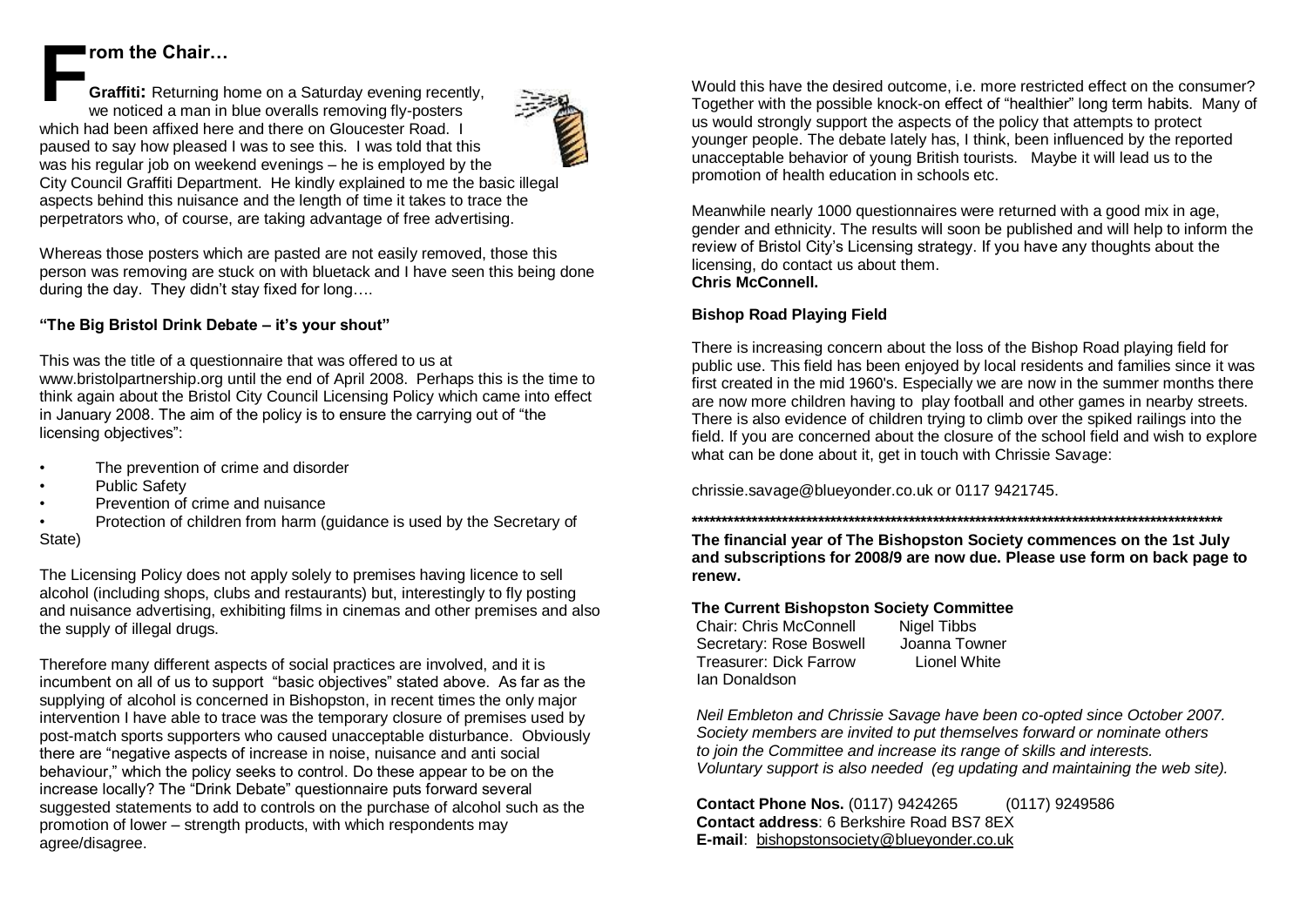## From the Chair…

**Graffiti:** Returning home on a Saturday evening recently, we noticed a man in blue overalls removing fly-posters which had been affixed here and there on Gloucester Road. I paused to say how pleased I was to see this. I was told that this was his regular job on weekend evenings – he is employed by the City Council Graffiti Department. He kindly explained to me the basic illegal aspects behind this nuisance and the length of time it takes to trace the perpetrators who, of course, are taking advantage of free advertising.

Whereas those posters which are pasted are not easily removed, those this person was removing are stuck on with bluetack and I have seen this being done during the day. They didn't stay fixed for long….

### "The Big Bristol Drink Debate – it's your shout"

This was the title of a questionnaire that was offered to us at www.bristolpartnership.org until the end of April 2008. Perhaps this is the time to think again about the Bristol City Council Licensing Policy which came into effect in January 2008. The aim of the policy is to ensure the carrying out of "the licensing objectives":

- The prevention of crime and disorder
- Public Safety
- Prevention of crime and nuisance
- Protection of children from harm (guidance is used by the Secretary of State)

The Licensing Policy does not apply solely to premises having licence to sell alcohol (including shops, clubs and restaurants) but, interestingly to fly posting and nuisance advertising, exhibiting films in cinemas and other premises and also the supply of illegal drugs.

Therefore many different aspects of social practices are involved, and it is incumbent on all of us to support "basic objectives" stated above. As far as the supplying of alcohol is concerned in Bishopston, in recent times the only major intervention I have able to trace was the temporary closure of premises used by post-match sports supporters who caused unacceptable disturbance. Obviously there are "negative aspects of increase in noise, nuisance and anti social behaviour," which the policy seeks to control. Do these appear to be on the increase locally? The "Drink Debate" questionnaire puts forward several suggested statements to add to controls on the purchase of alcohol such as the promotion of lower – strength products, with which respondents may agree/disagree.

Would this have the desired outcome, i.e. more restricted effect on the consumer? Together with the possible knock-on effect of "healthier" long term habits. Many of us would strongly support the aspects of the policy that attempts to protect younger people. The debate lately has, I think, been influenced by the reported unacceptable behavior of young British tourists. Maybe it will lead us to the promotion of health education in schools etc.

Meanwhile nearly 1000 questionnaires were returned with a good mix in age, gender and ethnicity. The results will soon be published and will help to inform the review of Bristol City's Licensing strategy. If you have any thoughts about the licensing, do contact us about them.
**Chris McConnell.**

### Bishop Road Playing Field

There is increasing concern about the loss of the Bishop Road playing field for public use. This field has been enjoyed by local residents and families since it was first created in the mid 1960's. Especially we are now in the summer months there are now more children having to play football and other games in nearby streets. There is also evidence of children trying to climb over the spiked railings into the field. If you are concerned about the closure of the school field and wish to explore what can be done about it, get in touch with Chrissie Savage:

chrissie.savage@blueyonder.co.uk or 0117 9421745.

**********************************************************************************************

**The financial year of The Bishopston Society commences on the 1st July and subscriptions for 2008/9 are now due. Please use form on back page to renew.**

### The Current Bishopston Society Committee

Chair: Chris McConnell    Nigel Tibbs
Secretary: Rose Boswell    Joanna Towner
Treasurer: Dick Farrow    Lionel White
Ian Donaldson

*Neil Embleton and Chrissie Savage have been co-opted since October 2007. Society members are invited to put themselves forward or nominate others to join the Committee and increase its range of skills and interests. Voluntary support is also needed (eg updating and maintaining the web site).*

**Contact Phone Nos.** (0117) 9424265    (0117) 9249586
**Contact address**: 6 Berkshire Road BS7 8EX
**E-mail**: bishopstonsociety@blueyonder.co.uk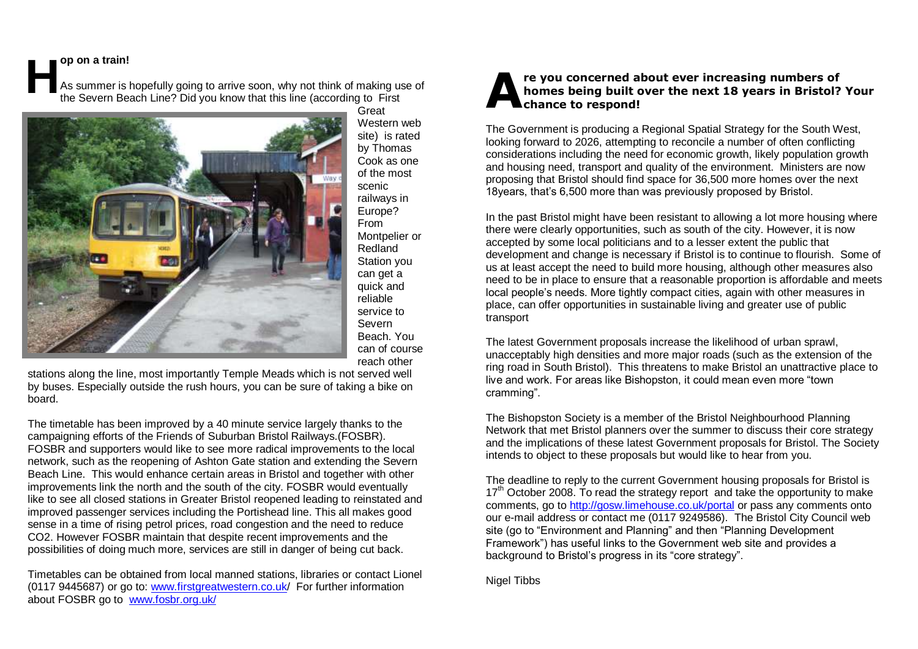## Hop on a train!

As summer is hopefully going to arrive soon, why not think of making use of the Severn Beach Line? Did you know that this line (according to First Great Western web site) is rated by Thomas Cook as one of the most scenic railways in Europe? From Montpelier or Redland Station you can get a quick and reliable service to Severn Beach. You can of course reach other stations along the line, most importantly Temple Meads which is not served well by buses. Especially outside the rush hours, you can be sure of taking a bike on board.

The timetable has been improved by a 40 minute service largely thanks to the campaigning efforts of the Friends of Suburban Bristol Railways.(FOSBR). FOSBR and supporters would like to see more radical improvements to the local network, such as the reopening of Ashton Gate station and extending the Severn Beach Line. This would enhance certain areas in Bristol and together with other improvements link the north and the south of the city. FOSBR would eventually like to see all closed stations in Greater Bristol reopened leading to reinstated and improved passenger services including the Portishead line. This all makes good sense in a time of rising petrol prices, road congestion and the need to reduce $CO_2$. However FOSBR maintain that despite recent improvements and the possibilities of doing much more, services are still in danger of being cut back.

Timetables can be obtained from local manned stations, libraries or contact Lionel (0117 9445687) or go to: www.firstgreatwestern.co.uk/ For further information about FOSBR go to www.fosbr.org.uk/

## Are you concerned about ever increasing numbers of homes being built over the next 18 years in Bristol? Your chance to respond!

The Government is producing a Regional Spatial Strategy for the South West, looking forward to 2026, attempting to reconcile a number of often conflicting considerations including the need for economic growth, likely population growth and housing need, transport and quality of the environment. Ministers are now proposing that Bristol should find space for 36,500 more homes over the next 18years, that's 6,500 more than was previously proposed by Bristol.

In the past Bristol might have been resistant to allowing a lot more housing where there were clearly opportunities, such as south of the city. However, it is now accepted by some local politicians and to a lesser extent the public that development and change is necessary if Bristol is to continue to flourish. Some of us at least accept the need to build more housing, although other measures also need to be in place to ensure that a reasonable proportion is affordable and meets local people's needs. More tightly compact cities, again with other measures in place, can offer opportunities in sustainable living and greater use of public transport

The latest Government proposals increase the likelihood of urban sprawl, unacceptably high densities and more major roads (such as the extension of the ring road in South Bristol). This threatens to make Bristol an unattractive place to live and work. For areas like Bishopston, it could mean even more "town cramming".

The Bishopston Society is a member of the Bristol Neighbourhood Planning Network that met Bristol planners over the summer to discuss their core strategy and the implications of these latest Government proposals for Bristol. The Society intends to object to these proposals but would like to hear from you.

The deadline to reply to the current Government housing proposals for Bristol is 17th October 2008. To read the strategy report and take the opportunity to make comments, go to http://gosw.limehouse.co.uk/portal or pass any comments onto our e-mail address or contact me (0117 9249586). The Bristol City Council web site (go to "Environment and Planning" and then "Planning Development Framework") has useful links to the Government web site and provides a background to Bristol's progress in its "core strategy".

Nigel Tibbs